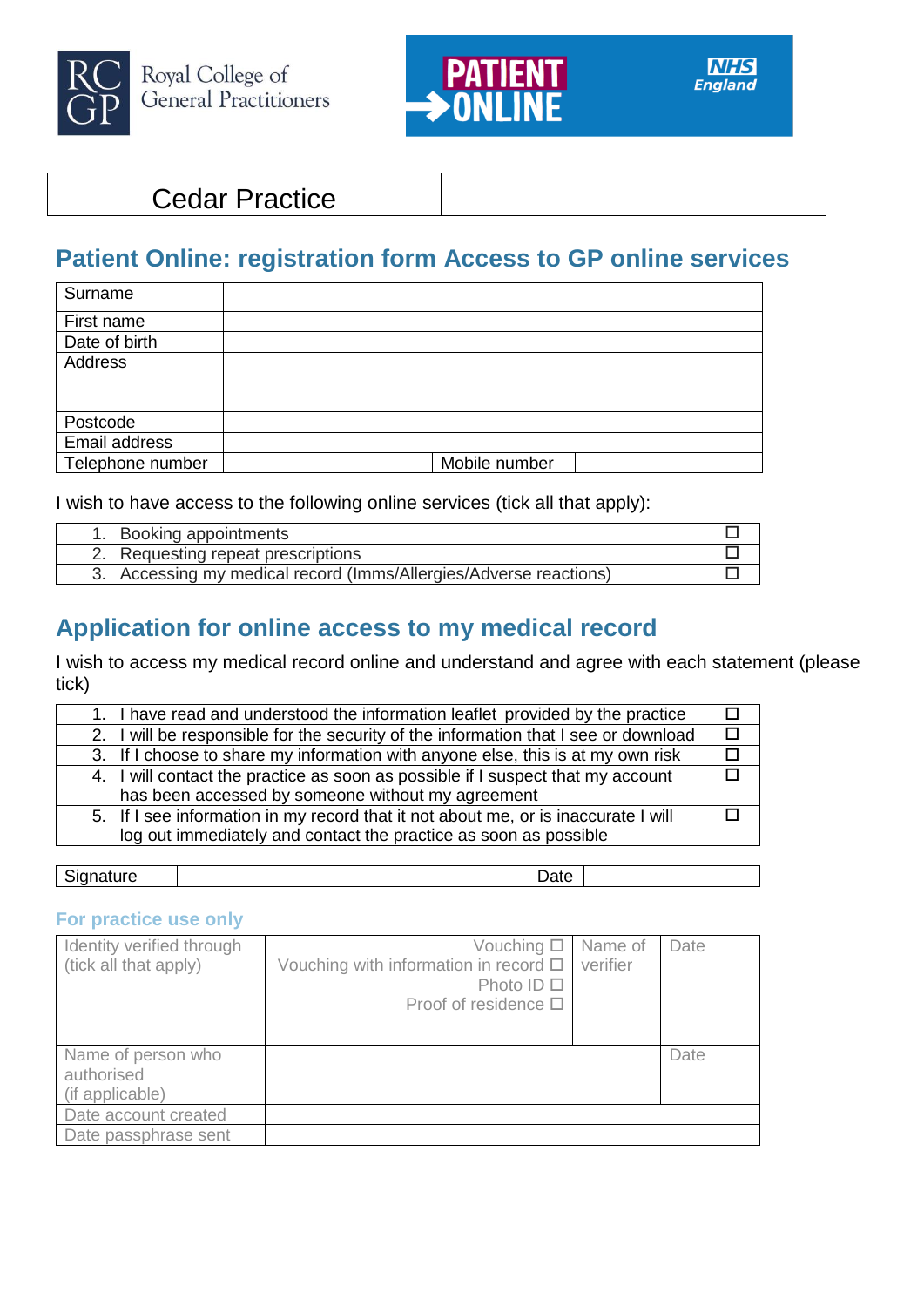Royal College of General Practitioners

PATIENT ONLINE

NHS England

| Cedar Practice | |
|---|---|

## Patient Online: registration form Access to GP online services

| Surname | | | |
|---|---|---|---|
| First name | | | |
| Date of birth | | | |
| Address | | | |
| Postcode | | | |
| Email address | | | |
| Telephone number | | Mobile number | |

I wish to have access to the following online services (tick all that apply):

| | |
|---|---|
| 1. Booking appointments | ☐ |
| 2. Requesting repeat prescriptions | ☐ |
| 3. Accessing my medical record (Imms/Allergies/Adverse reactions) | ☐ |

## Application for online access to my medical record

I wish to access my medical record online and understand and agree with each statement (please tick)

| | |
|---|---|
| 1. I have read and understood the information leaflet provided by the practice | ☐ |
| 2. I will be responsible for the security of the information that I see or download | ☐ |
| 3. If I choose to share my information with anyone else, this is at my own risk | ☐ |
| 4. I will contact the practice as soon as possible if I suspect that my account has been accessed by someone without my agreement | ☐ |
| 5. If I see information in my record that it not about me, or is inaccurate I will log out immediately and contact the practice as soon as possible | ☐ |

| Signature | | Date | |
|---|---|---|---|

### For practice use only

| Identity verified through (tick all that apply) | Vouching ☐ Vouching with information in record ☐ Photo ID ☐ Proof of residence ☐ | Name of verifier | Date |
|---|---|---|---|
| Name of person who authorised (if applicable) | | | Date |
| Date account created | | | |
| Date passphrase sent | | | |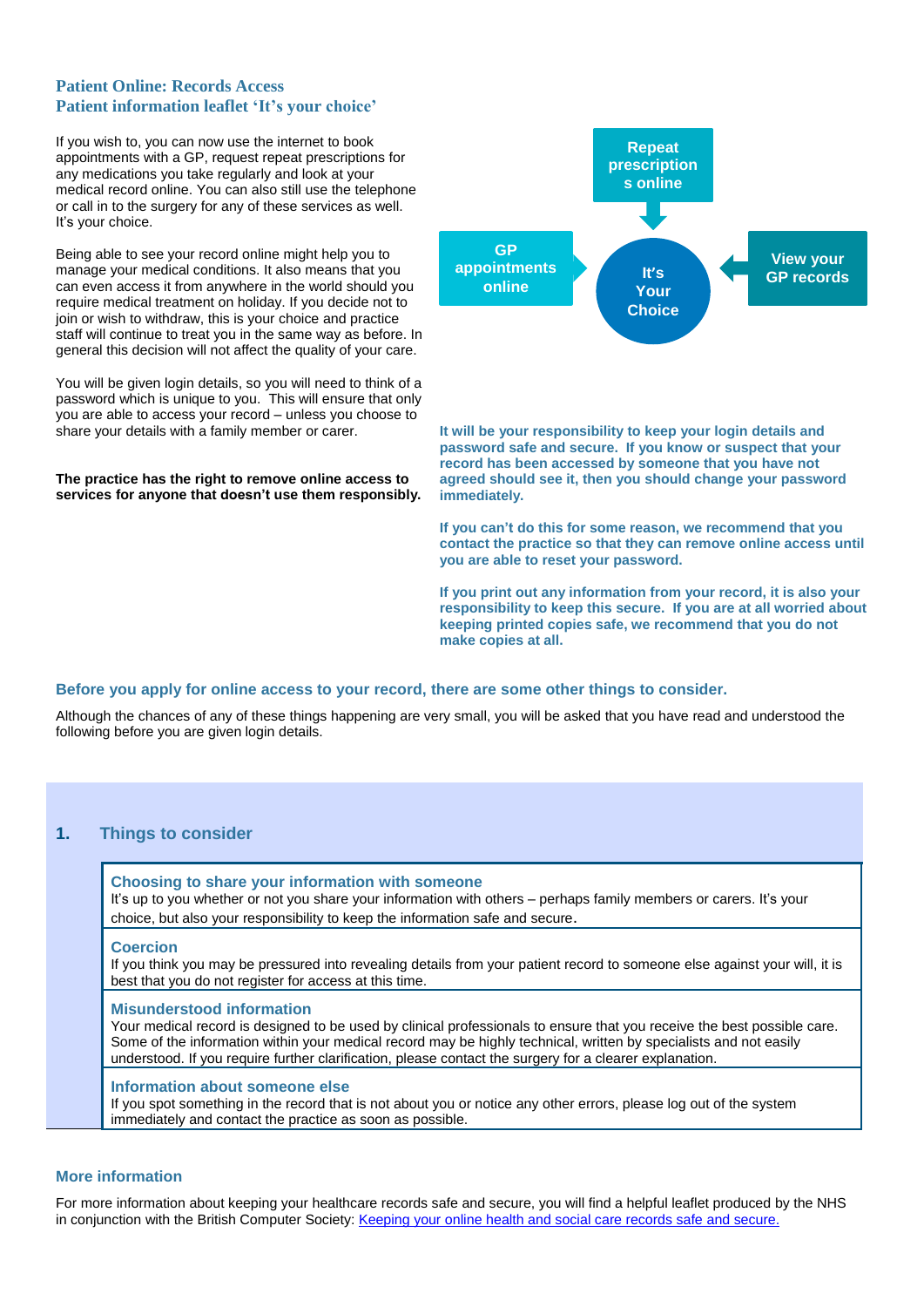## Patient Online: Records Access
## Patient information leaflet 'It's your choice'

If you wish to, you can now use the internet to book appointments with a GP, request repeat prescriptions for any medications you take regularly and look at your medical record online. You can also still use the telephone or call in to the surgery for any of these services as well. It's your choice.

Being able to see your record online might help you to manage your medical conditions. It also means that you can even access it from anywhere in the world should you require medical treatment on holiday. If you decide not to join or wish to withdraw, this is your choice and practice staff will continue to treat you in the same way as before. In general this decision will not affect the quality of your care.

You will be given login details, so you will need to think of a password which is unique to you. This will ensure that only you are able to access your record – unless you choose to share your details with a family member or carer.

**The practice has the right to remove online access to services for anyone that doesn't use them responsibly.**

Repeat prescriptions online

GP appointments online

It's Your Choice

View your GP records

**It will be your responsibility to keep your login details and password safe and secure. If you know or suspect that your record has been accessed by someone that you have not agreed should see it, then you should change your password immediately.**

**If you can't do this for some reason, we recommend that you contact the practice so that they can remove online access until you are able to reset your password.**

**If you print out any information from your record, it is also your responsibility to keep this secure. If you are at all worried about keeping printed copies safe, we recommend that you do not make copies at all.**

### Before you apply for online access to your record, there are some other things to consider.

Although the chances of any of these things happening are very small, you will be asked that you have read and understood the following before you are given login details.

### 1. Things to consider

**Choosing to share your information with someone**
It's up to you whether or not you share your information with others – perhaps family members or carers. It's your choice, but also your responsibility to keep the information safe and secure.

**Coercion**
If you think you may be pressured into revealing details from your patient record to someone else against your will, it is best that you do not register for access at this time.

**Misunderstood information**
Your medical record is designed to be used by clinical professionals to ensure that you receive the best possible care. Some of the information within your medical record may be highly technical, written by specialists and not easily understood. If you require further clarification, please contact the surgery for a clearer explanation.

**Information about someone else**
If you spot something in the record that is not about you or notice any other errors, please log out of the system immediately and contact the practice as soon as possible.

### More information

For more information about keeping your healthcare records safe and secure, you will find a helpful leaflet produced by the NHS in conjunction with the British Computer Society: [Keeping your online health and social care records safe and secure.]()